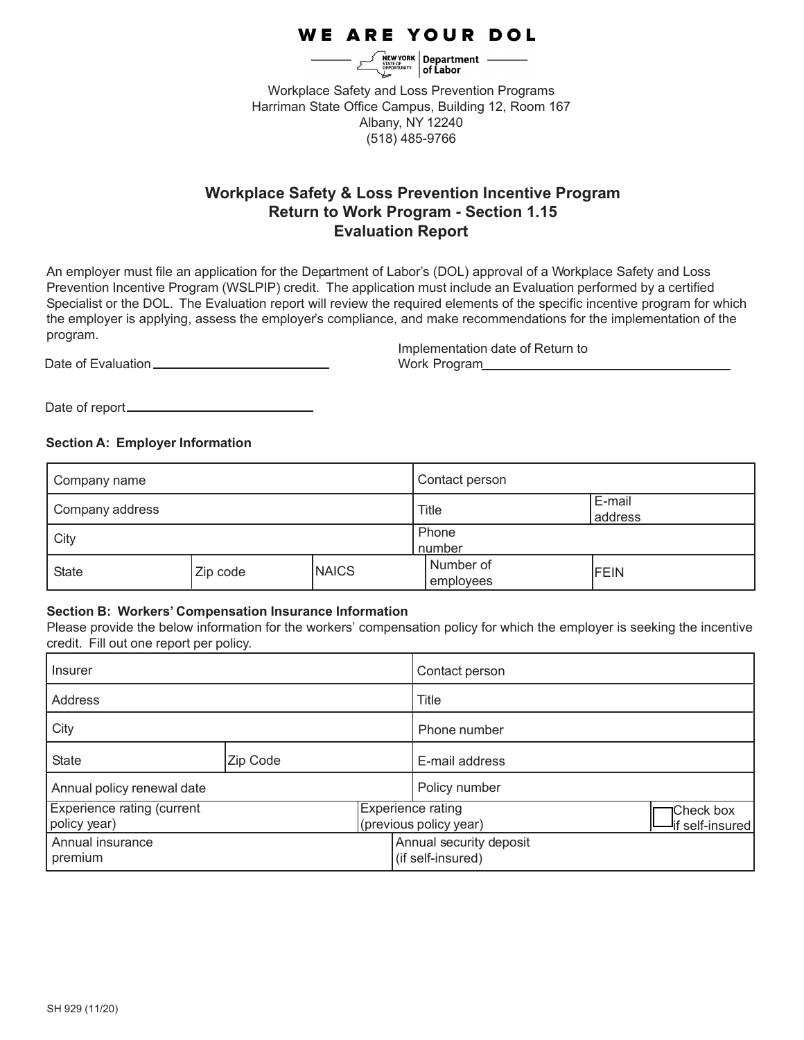WE ARE YOUR DOL

NEW YORK STATE OF OPPORTUNITY. | Department of Labor

Workplace Safety and Loss Prevention Programs
Harriman State Office Campus, Building 12, Room 167
Albany, NY 12240
(518) 485-9766

## Workplace Safety & Loss Prevention Incentive Program
## Return to Work Program - Section 1.15
## Evaluation Report

An employer must file an application for the Department of Labor's (DOL) approval of a Workplace Safety and Loss Prevention Incentive Program (WSLPIP) credit. The application must include an Evaluation performed by a certified Specialist or the DOL. The Evaluation report will review the required elements of the specific incentive program for which the employer is applying, assess the employer's compliance, and make recommendations for the implementation of the program.

Date of Evaluation ________________________

Implementation date of Return to Work Program ________________________

Date of report ________________________

### Section A: Employer Information

| Company name | | | Contact person | |
|---|---|---|---|---|
| Company address | | | Title | E-mail address |
| City | | | Phone number | |
| State | Zip code | NAICS | Number of employees | FEIN |

### Section B: Workers' Compensation Insurance Information

Please provide the below information for the workers' compensation policy for which the employer is seeking the incentive credit. Fill out one report per policy.

| Insurer | | Contact person | |
|---|---|---|---|
| Address | | Title | |
| City | | Phone number | |
| State | Zip Code | E-mail address | |
| Annual policy renewal date | | Policy number | |
| Experience rating (current policy year) | | Experience rating (previous policy year) | ☐ Check box if self-insured |
| Annual insurance premium | | Annual security deposit (if self-insured) | |

SH 929 (11/20)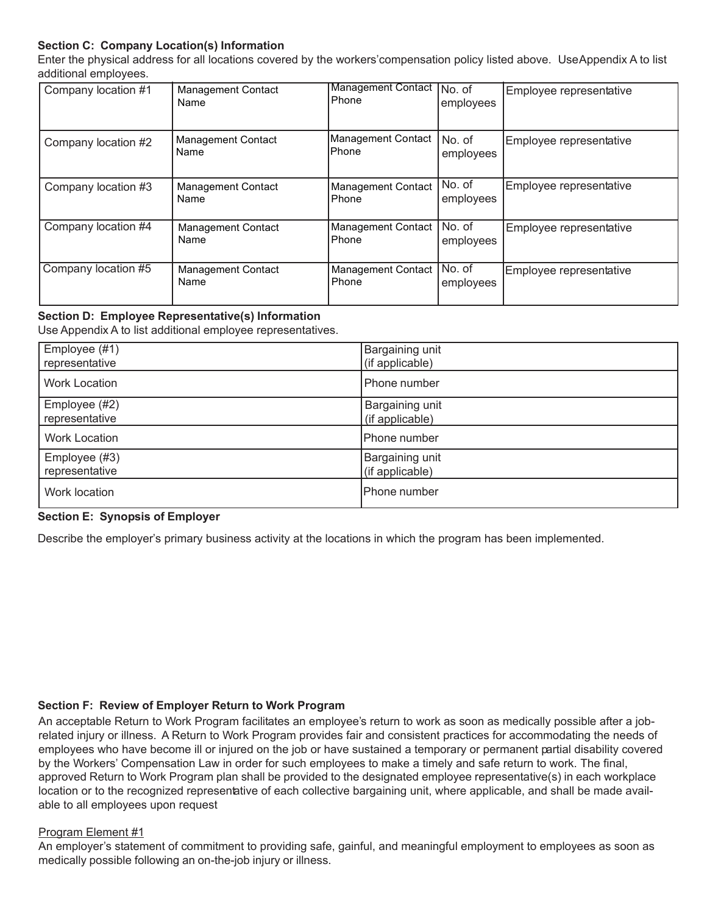**Section C: Company Location(s) Information**

Enter the physical address for all locations covered by the workers'compensation policy listed above. Use Appendix A to list additional employees.

| Company location #1 | Management Contact Name | Management Contact Phone | No. of employees | Employee representative |
|---|---|---|---|---|
| Company location #2 | Management Contact Name | Management Contact Phone | No. of employees | Employee representative |
| Company location #3 | Management Contact Name | Management Contact Phone | No. of employees | Employee representative |
| Company location #4 | Management Contact Name | Management Contact Phone | No. of employees | Employee representative |
| Company location #5 | Management Contact Name | Management Contact Phone | No. of employees | Employee representative |

**Section D: Employee Representative(s) Information**

Use Appendix A to list additional employee representatives.

| Employee (#1) representative | Bargaining unit (if applicable) |
|---|---|
| Work Location | Phone number |
| Employee (#2) representative | Bargaining unit (if applicable) |
| Work Location | Phone number |
| Employee (#3) representative | Bargaining unit (if applicable) |
| Work location | Phone number |

**Section E: Synopsis of Employer**

Describe the employer's primary business activity at the locations in which the program has been implemented.

**Section F: Review of Employer Return to Work Program**

An acceptable Return to Work Program facilitates an employee's return to work as soon as medically possible after a job-related injury or illness. A Return to Work Program provides fair and consistent practices for accommodating the needs of employees who have become ill or injured on the job or have sustained a temporary or permanent partial disability covered by the Workers' Compensation Law in order for such employees to make a timely and safe return to work. The final, approved Return to Work Program plan shall be provided to the designated employee representative(s) in each workplace location or to the recognized representative of each collective bargaining unit, where applicable, and shall be made available to all employees upon request

Program Element #1

An employer's statement of commitment to providing safe, gainful, and meaningful employment to employees as soon as medically possible following an on-the-job injury or illness.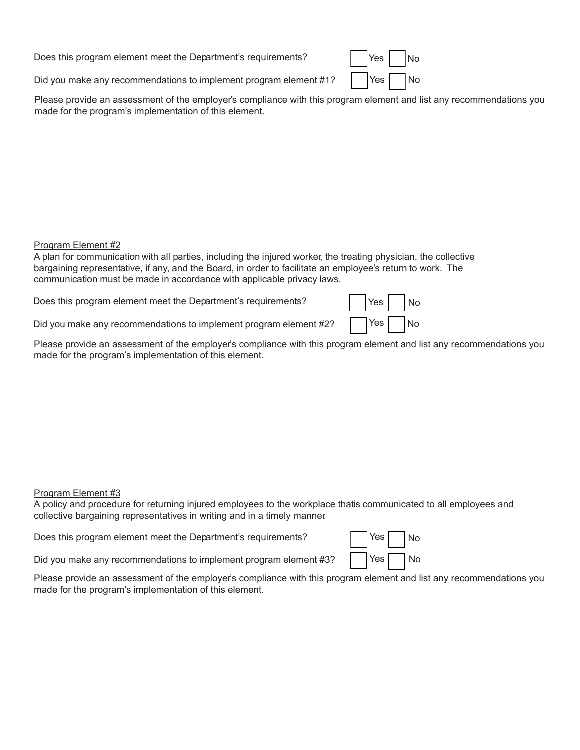Does this program element meet the Department's requirements? ☐ Yes ☐ No

Did you make any recommendations to implement program element #1? ☐ Yes ☐ No

Please provide an assessment of the employer's compliance with this program element and list any recommendations you made for the program's implementation of this element.

<u>Program Element #2</u>

A plan for communication with all parties, including the injured worker, the treating physician, the collective bargaining representative, if any, and the Board, in order to facilitate an employee's return to work. The communication must be made in accordance with applicable privacy laws.

Does this program element meet the Department's requirements? ☐ Yes ☐ No

Did you make any recommendations to implement program element #2? ☐ Yes ☐ No

Please provide an assessment of the employer's compliance with this program element and list any recommendations you made for the program's implementation of this element.

<u>Program Element #3</u>

A policy and procedure for returning injured employees to the workplace that is communicated to all employees and collective bargaining representatives in writing and in a timely manner.

Does this program element meet the Department's requirements? ☐ Yes ☐ No

Did you make any recommendations to implement program element #3? ☐ Yes ☐ No

Please provide an assessment of the employer's compliance with this program element and list any recommendations you made for the program's implementation of this element.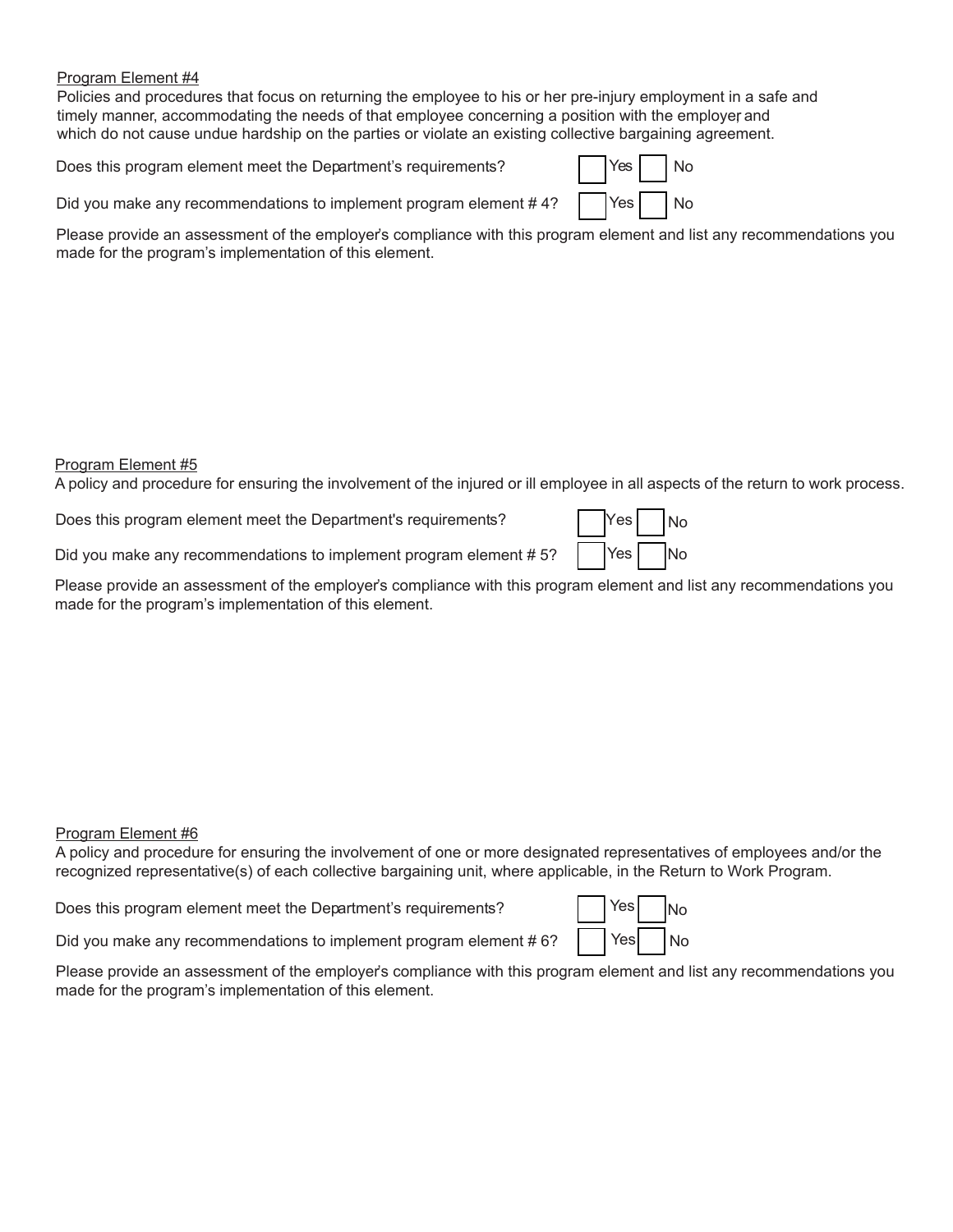Program Element #4

Policies and procedures that focus on returning the employee to his or her pre-injury employment in a safe and timely manner, accommodating the needs of that employee concerning a position with the employer and which do not cause undue hardship on the parties or violate an existing collective bargaining agreement.

Does this program element meet the Department's requirements? ☐ Yes ☐ No

Did you make any recommendations to implement program element # 4? ☐ Yes ☐ No

Please provide an assessment of the employer's compliance with this program element and list any recommendations you made for the program's implementation of this element.

Program Element #5

A policy and procedure for ensuring the involvement of the injured or ill employee in all aspects of the return to work process.

Does this program element meet the Department's requirements? ☐ Yes ☐ No

Did you make any recommendations to implement program element # 5? ☐ Yes ☐ No

Please provide an assessment of the employer's compliance with this program element and list any recommendations you made for the program's implementation of this element.

Program Element #6

A policy and procedure for ensuring the involvement of one or more designated representatives of employees and/or the recognized representative(s) of each collective bargaining unit, where applicable, in the Return to Work Program.

Does this program element meet the Department's requirements? ☐ Yes ☐ No

Did you make any recommendations to implement program element # 6? ☐ Yes ☐ No

Please provide an assessment of the employer's compliance with this program element and list any recommendations you made for the program's implementation of this element.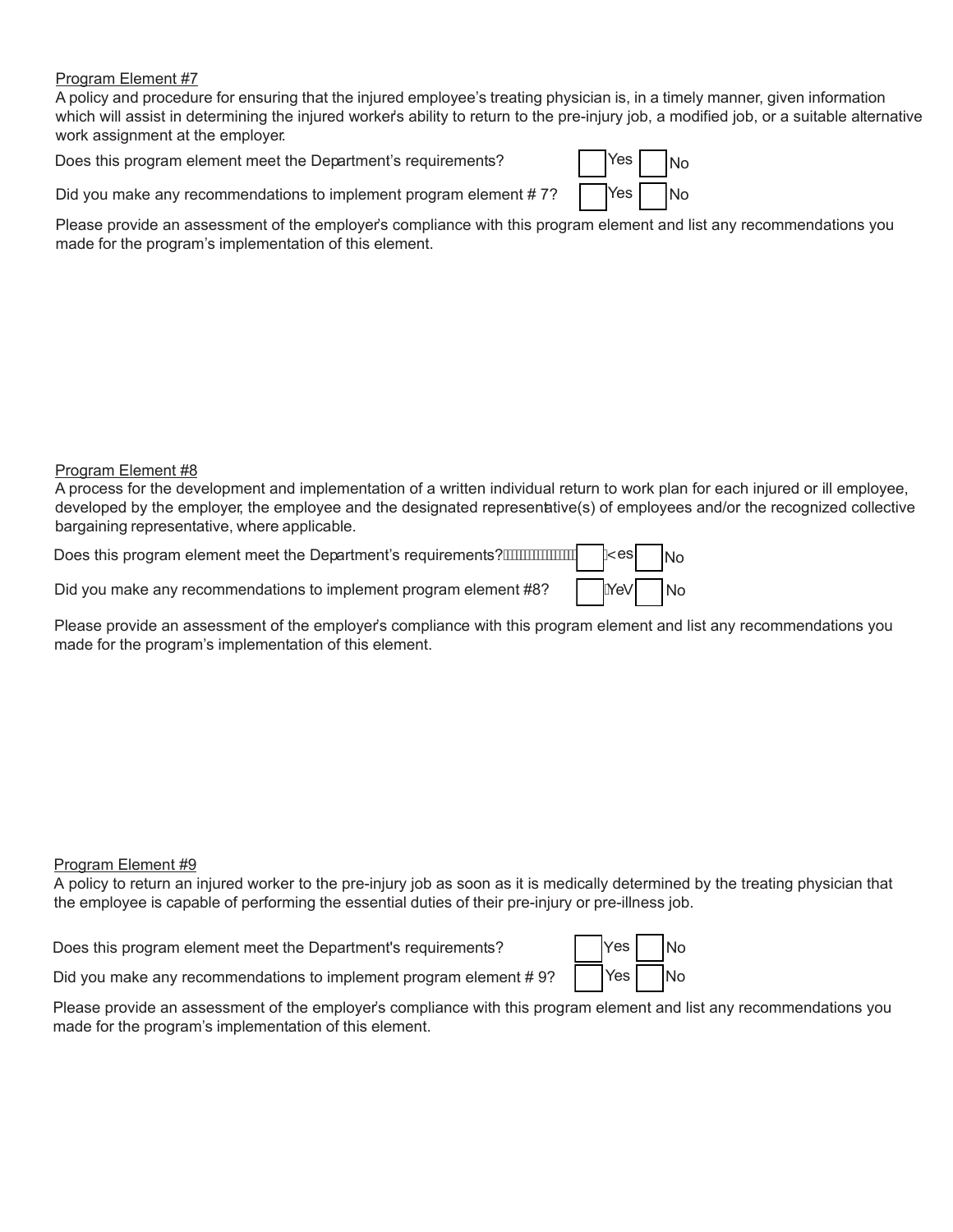Program Element #7

A policy and procedure for ensuring that the injured employee's treating physician is, in a timely manner, given information which will assist in determining the injured worker's ability to return to the pre-injury job, a modified job, or a suitable alternative work assignment at the employer.

Does this program element meet the Department's requirements? ☐ Yes ☐ No

Did you make any recommendations to implement program element # 7? ☐ Yes ☐ No

Please provide an assessment of the employer's compliance with this program element and list any recommendations you made for the program's implementation of this element.

Program Element #8

A process for the development and implementation of a written individual return to work plan for each injured or ill employee, developed by the employer, the employee and the designated representative(s) of employees and/or the recognized collective bargaining representative, where applicable.

Does this program element meet the Department's requirements? ☐ Yes ☐ No

Did you make any recommendations to implement program element #8? ☐ Yes ☐ No

Please provide an assessment of the employer's compliance with this program element and list any recommendations you made for the program's implementation of this element.

Program Element #9

A policy to return an injured worker to the pre-injury job as soon as it is medically determined by the treating physician that the employee is capable of performing the essential duties of their pre-injury or pre-illness job.

Does this program element meet the Department's requirements? ☐ Yes ☐ No

Did you make any recommendations to implement program element # 9? ☐ Yes ☐ No

Please provide an assessment of the employer's compliance with this program element and list any recommendations you made for the program's implementation of this element.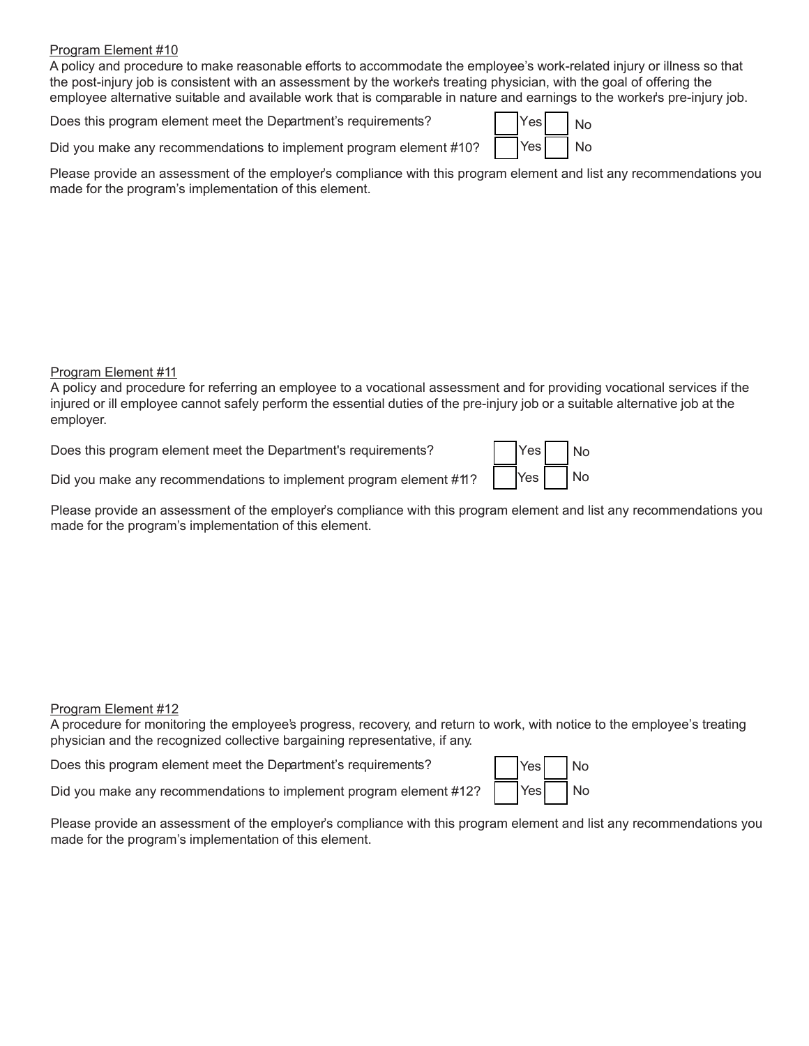<u>Program Element #10</u>

A policy and procedure to make reasonable efforts to accommodate the employee's work-related injury or illness so that the post-injury job is consistent with an assessment by the worker's treating physician, with the goal of offering the employee alternative suitable and available work that is comparable in nature and earnings to the worker's pre-injury job.

Does this program element meet the Department's requirements? ☐ Yes ☐ No

Did you make any recommendations to implement program element #10? ☐ Yes ☐ No

Please provide an assessment of the employer's compliance with this program element and list any recommendations you made for the program's implementation of this element.

<u>Program Element #11</u>

A policy and procedure for referring an employee to a vocational assessment and for providing vocational services if the injured or ill employee cannot safely perform the essential duties of the pre-injury job or a suitable alternative job at the employer.

Does this program element meet the Department's requirements? ☐ Yes ☐ No

Did you make any recommendations to implement program element #11? ☐ Yes ☐ No

Please provide an assessment of the employer's compliance with this program element and list any recommendations you made for the program's implementation of this element.

<u>Program Element #12</u>

A procedure for monitoring the employee's progress, recovery, and return to work, with notice to the employee's treating physician and the recognized collective bargaining representative, if any.

Does this program element meet the Department's requirements? ☐ Yes ☐ No

Did you make any recommendations to implement program element #12? ☐ Yes ☐ No

Please provide an assessment of the employer's compliance with this program element and list any recommendations you made for the program's implementation of this element.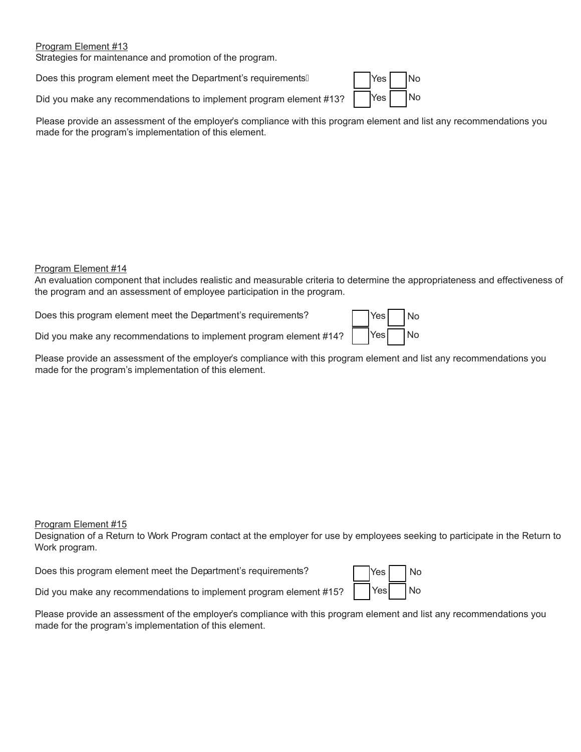Program Element #13

Strategies for maintenance and promotion of the program.

Does this program element meet the Department's requirements? ☐ Yes ☐ No

Did you make any recommendations to implement program element #13? ☐ Yes ☐ No

Please provide an assessment of the employer's compliance with this program element and list any recommendations you made for the program's implementation of this element.

Program Element #14

An evaluation component that includes realistic and measurable criteria to determine the appropriateness and effectiveness of the program and an assessment of employee participation in the program.

Does this program element meet the Department's requirements? ☐ Yes ☐ No

Did you make any recommendations to implement program element #14? ☐ Yes ☐ No

Please provide an assessment of the employer's compliance with this program element and list any recommendations you made for the program's implementation of this element.

Program Element #15

Designation of a Return to Work Program contact at the employer for use by employees seeking to participate in the Return to Work program.

Does this program element meet the Department's requirements? ☐ Yes ☐ No

Did you make any recommendations to implement program element #15? ☐ Yes ☐ No

Please provide an assessment of the employer's compliance with this program element and list any recommendations you made for the program's implementation of this element.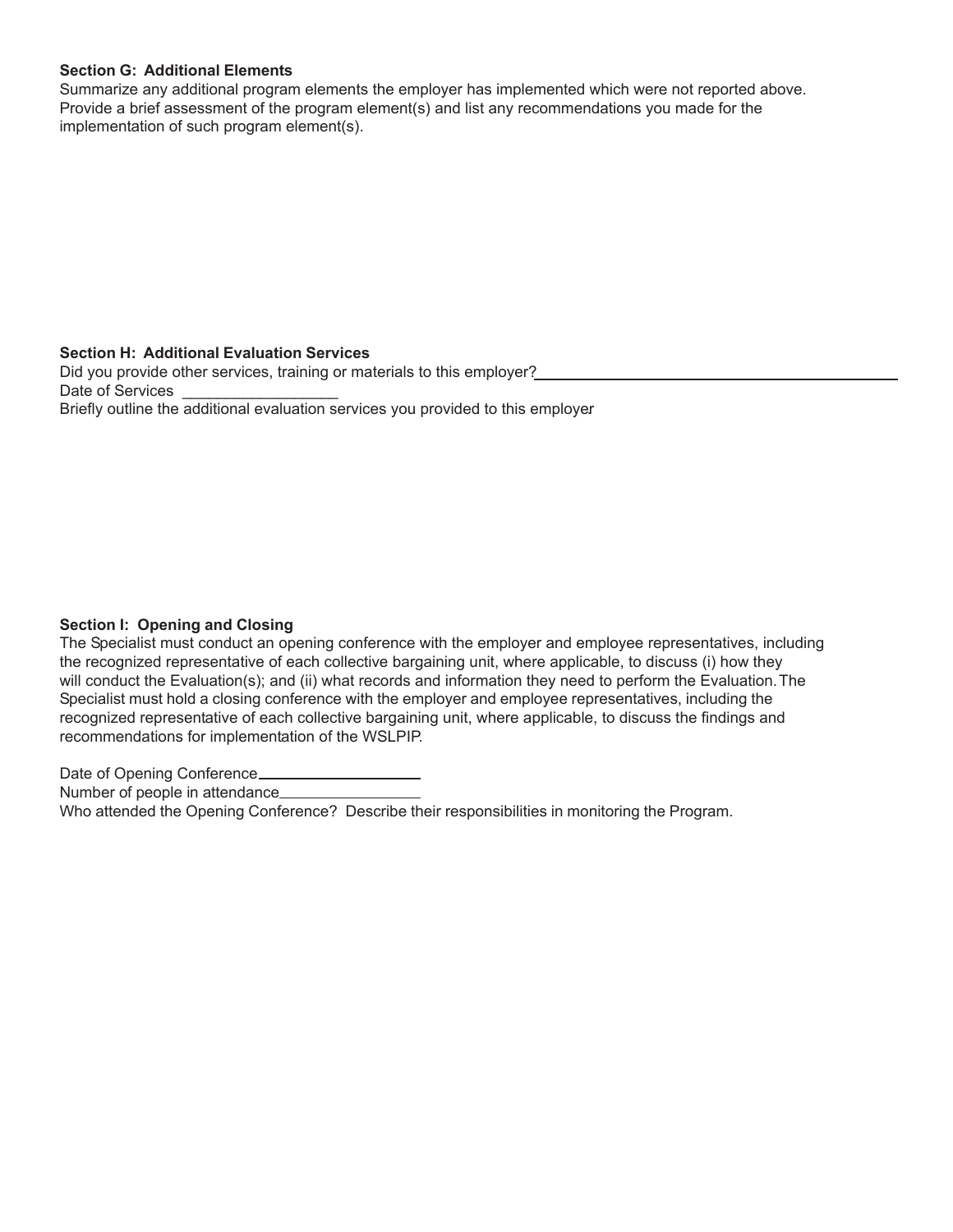**Section G: Additional Elements**

Summarize any additional program elements the employer has implemented which were not reported above. Provide a brief assessment of the program element(s) and list any recommendations you made for the implementation of such program element(s).

**Section H: Additional Evaluation Services**

Did you provide other services, training or materials to this employer?\_\_\_\_\_\_\_\_\_\_\_\_\_\_\_\_\_\_\_\_\_\_\_\_\_\_\_\_\_\_\_\_\_\_\_\_\_\_\_\_\_\_\_\_

Date of Services \_\_\_\_\_\_\_\_\_\_\_\_\_\_\_\_\_\_

Briefly outline the additional evaluation services you provided to this employer

**Section I: Opening and Closing**

The Specialist must conduct an opening conference with the employer and employee representatives, including the recognized representative of each collective bargaining unit, where applicable, to discuss (i) how they will conduct the Evaluation(s); and (ii) what records and information they need to perform the Evaluation. The Specialist must hold a closing conference with the employer and employee representatives, including the recognized representative of each collective bargaining unit, where applicable, to discuss the findings and recommendations for implementation of the WSLPIP.

Date of Opening Conference\_\_\_\_\_\_\_\_\_\_\_\_\_\_\_\_\_\_\_\_

Number of people in attendance\_\_\_\_\_\_\_\_\_\_\_\_\_\_\_\_\_

Who attended the Opening Conference? Describe their responsibilities in monitoring the Program.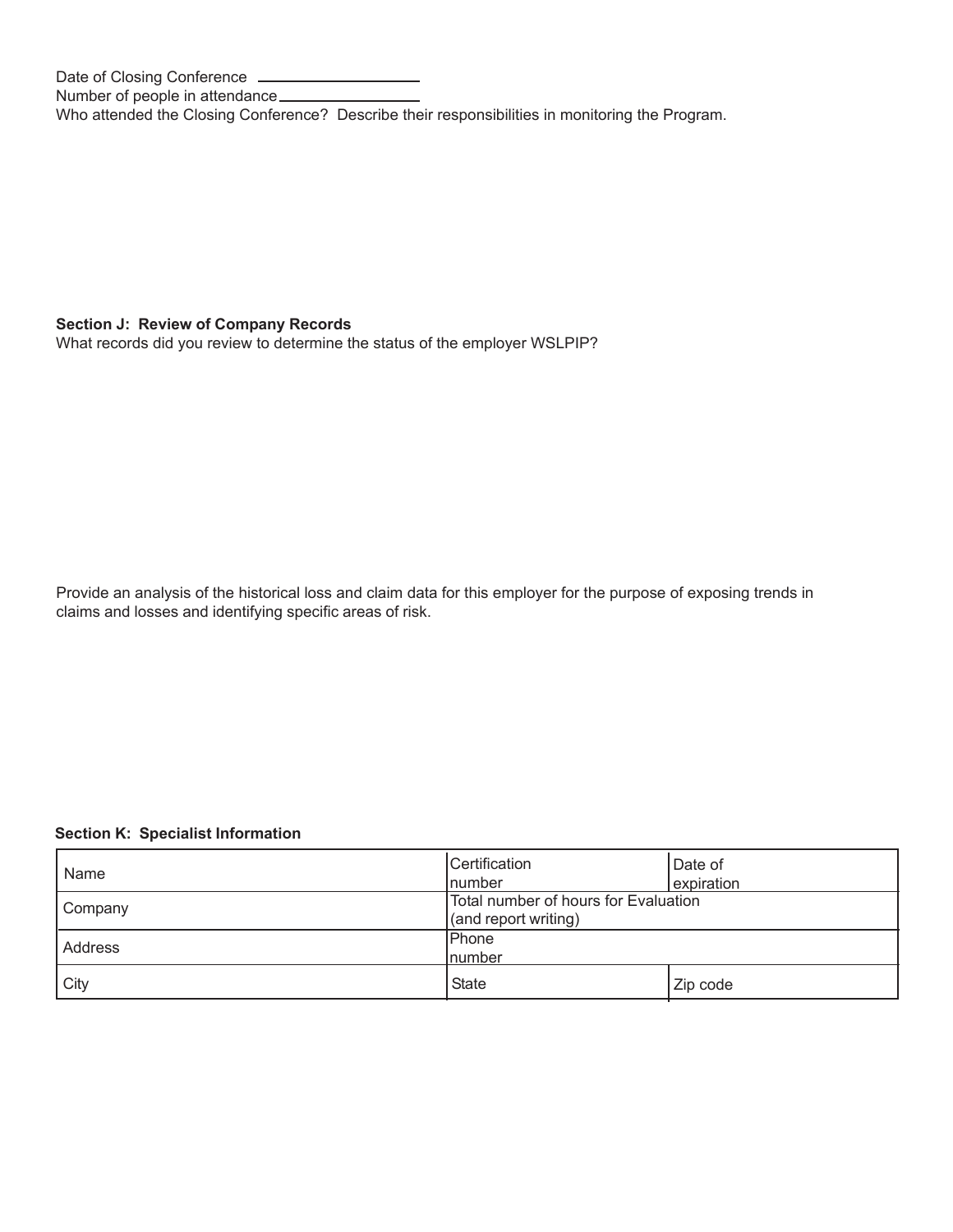Date of Closing Conference ____________________

Number of people in attendance____________________

Who attended the Closing Conference? Describe their responsibilities in monitoring the Program.

**Section J: Review of Company Records**

What records did you review to determine the status of the employer WSLPIP?

Provide an analysis of the historical loss and claim data for this employer for the purpose of exposing trends in claims and losses and identifying specific areas of risk.

**Section K: Specialist Information**

| Name | Certification number | Date of expiration |
|---|---|---|
| Company | Total number of hours for Evaluation (and report writing) | |
| Address | Phone number | |
| City | State | Zip code |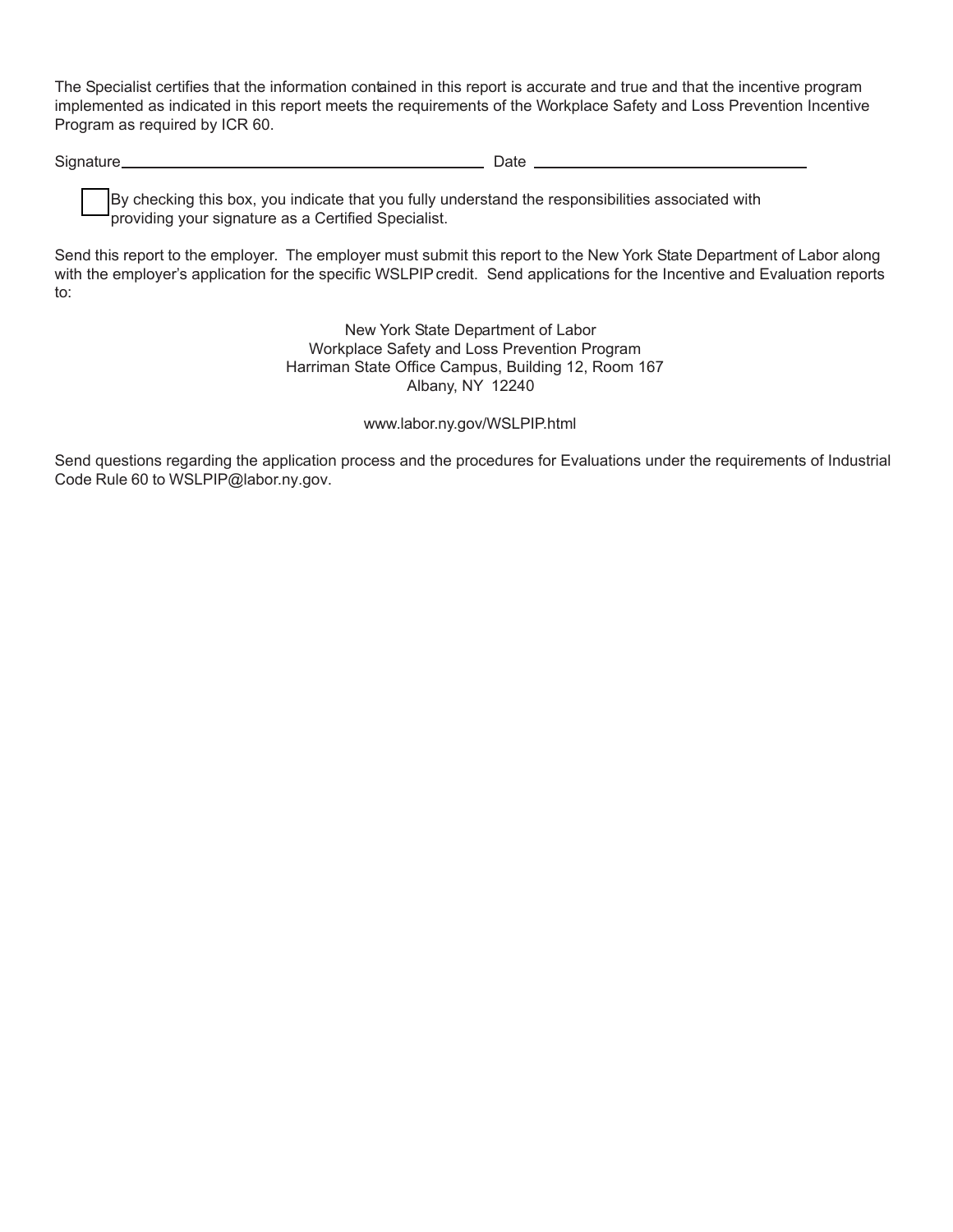The Specialist certifies that the information contained in this report is accurate and true and that the incentive program implemented as indicated in this report meets the requirements of the Workplace Safety and Loss Prevention Incentive Program as required by ICR 60.

Signature\_\_\_\_\_\_\_\_\_\_\_\_\_\_\_\_\_\_\_\_\_\_\_\_\_\_\_\_\_\_\_\_\_\_\_\_ Date \_\_\_\_\_\_\_\_\_\_\_\_\_\_\_\_\_\_\_\_\_\_\_\_\_\_\_\_

☐ By checking this box, you indicate that you fully understand the responsibilities associated with providing your signature as a Certified Specialist.

Send this report to the employer. The employer must submit this report to the New York State Department of Labor along with the employer's application for the specific WSLPIP credit. Send applications for the Incentive and Evaluation reports to:

New York State Department of Labor
Workplace Safety and Loss Prevention Program
Harriman State Office Campus, Building 12, Room 167
Albany, NY 12240

www.labor.ny.gov/WSLPIP.html

Send questions regarding the application process and the procedures for Evaluations under the requirements of Industrial Code Rule 60 to WSLPIP@labor.ny.gov.